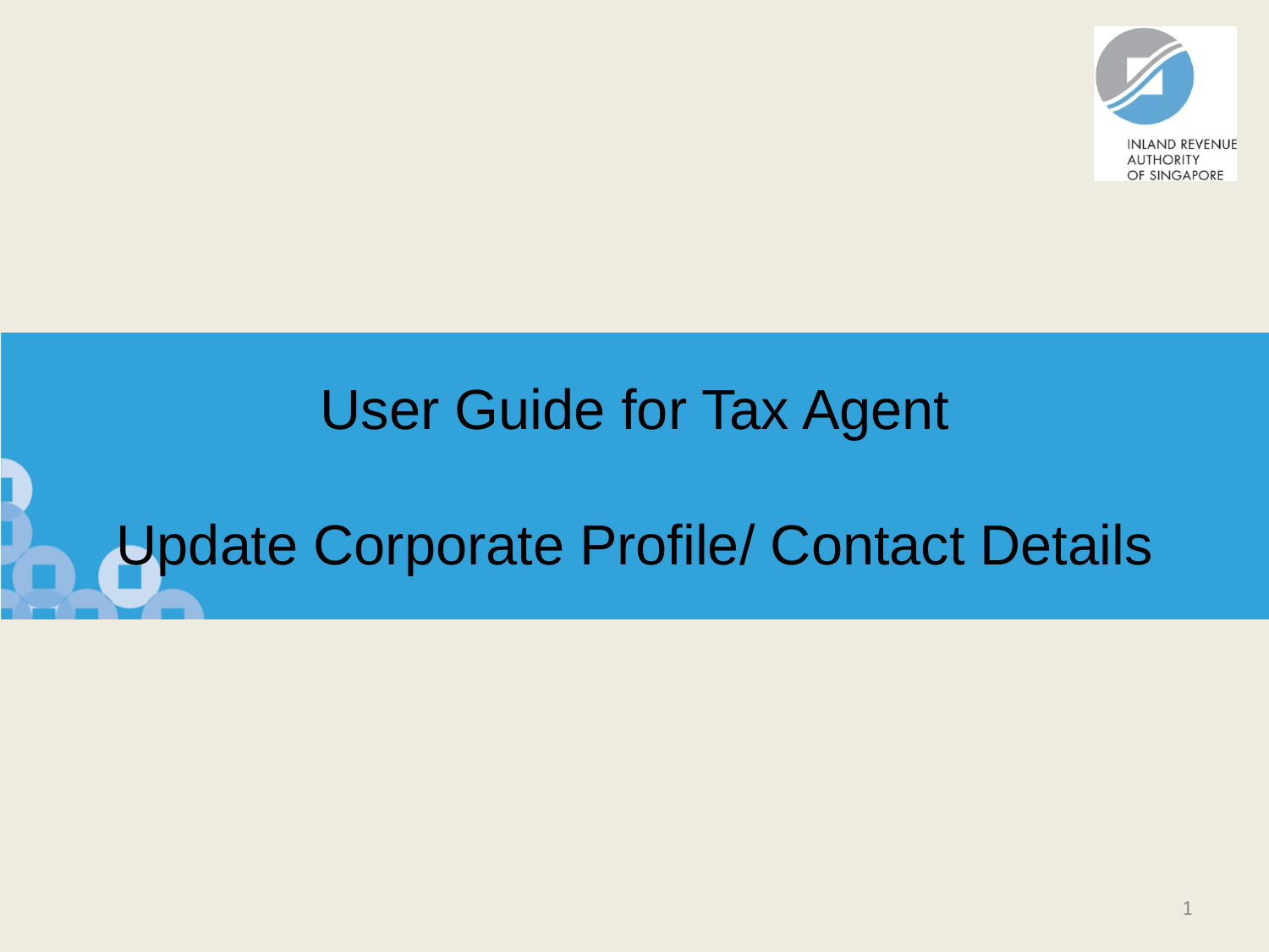INLAND REVENUE AUTHORITY OF SINGAPORE

# User Guide for Tax Agent

# Update Corporate Profile/ Contact Details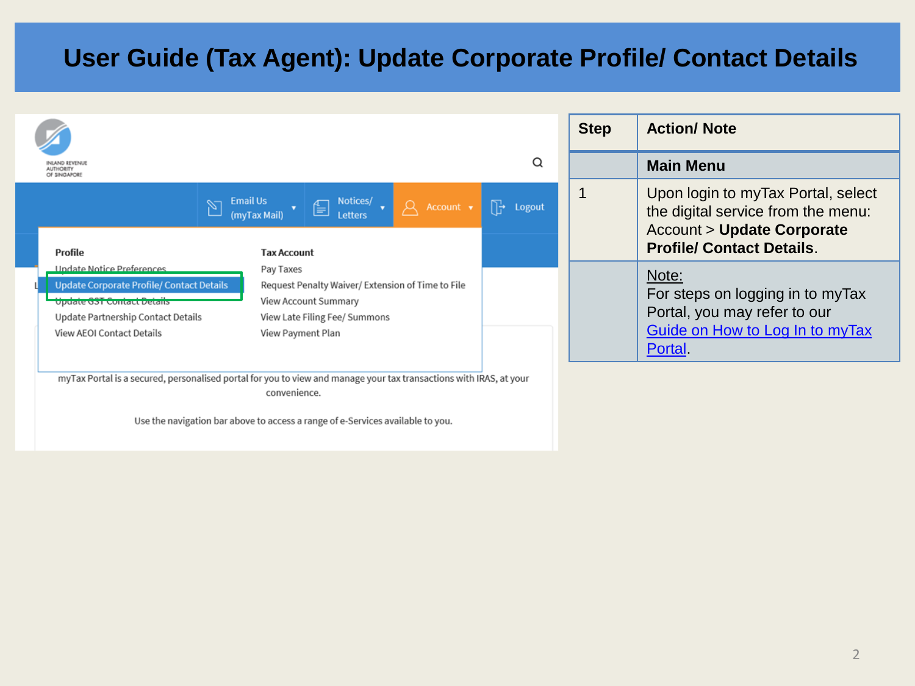# User Guide (Tax Agent): Update Corporate Profile/ Contact Details

| Step | Action/ Note |
|---|---|
| | **Main Menu** |
| 1 | Upon login to myTax Portal, select the digital service from the menu: Account > **Update Corporate Profile/ Contact Details**. |
| | Note:<br>For steps on logging in to myTax Portal, you may refer to our [Guide on How to Log In to myTax Portal](). |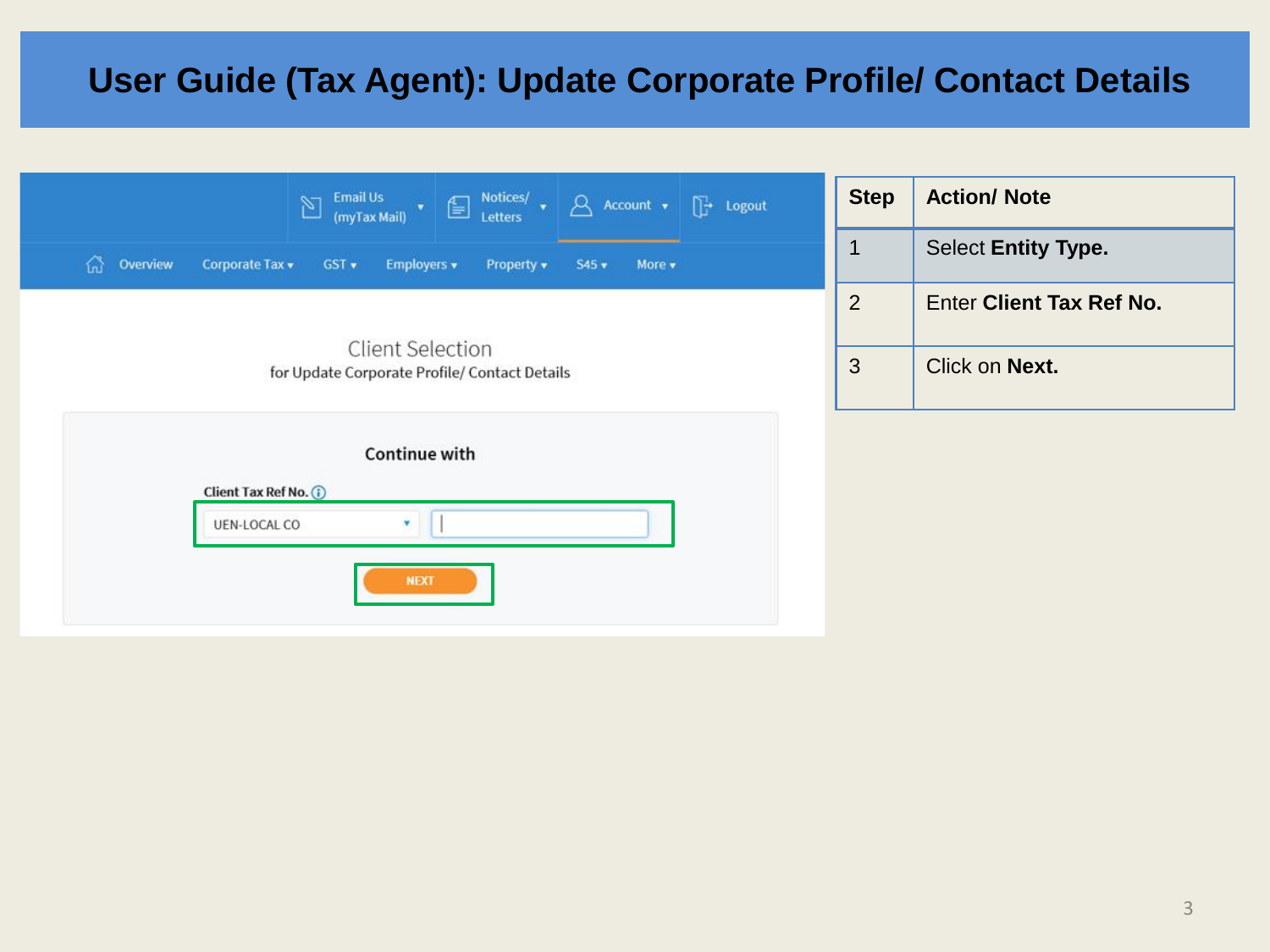# User Guide (Tax Agent): Update Corporate Profile/ Contact Details

Email Us (myTax Mail) | Notices/ Letters | Account | Logout

Overview | Corporate Tax | GST | Employers | Property | S45 | More

Client Selection
for Update Corporate Profile/ Contact Details

**Continue with**

**Client Tax Ref No.**

UEN-LOCAL CO

NEXT

| Step | Action/ Note |
|---|---|
| 1 | Select **Entity Type.** |
| 2 | Enter **Client Tax Ref No.** |
| 3 | Click on **Next.** |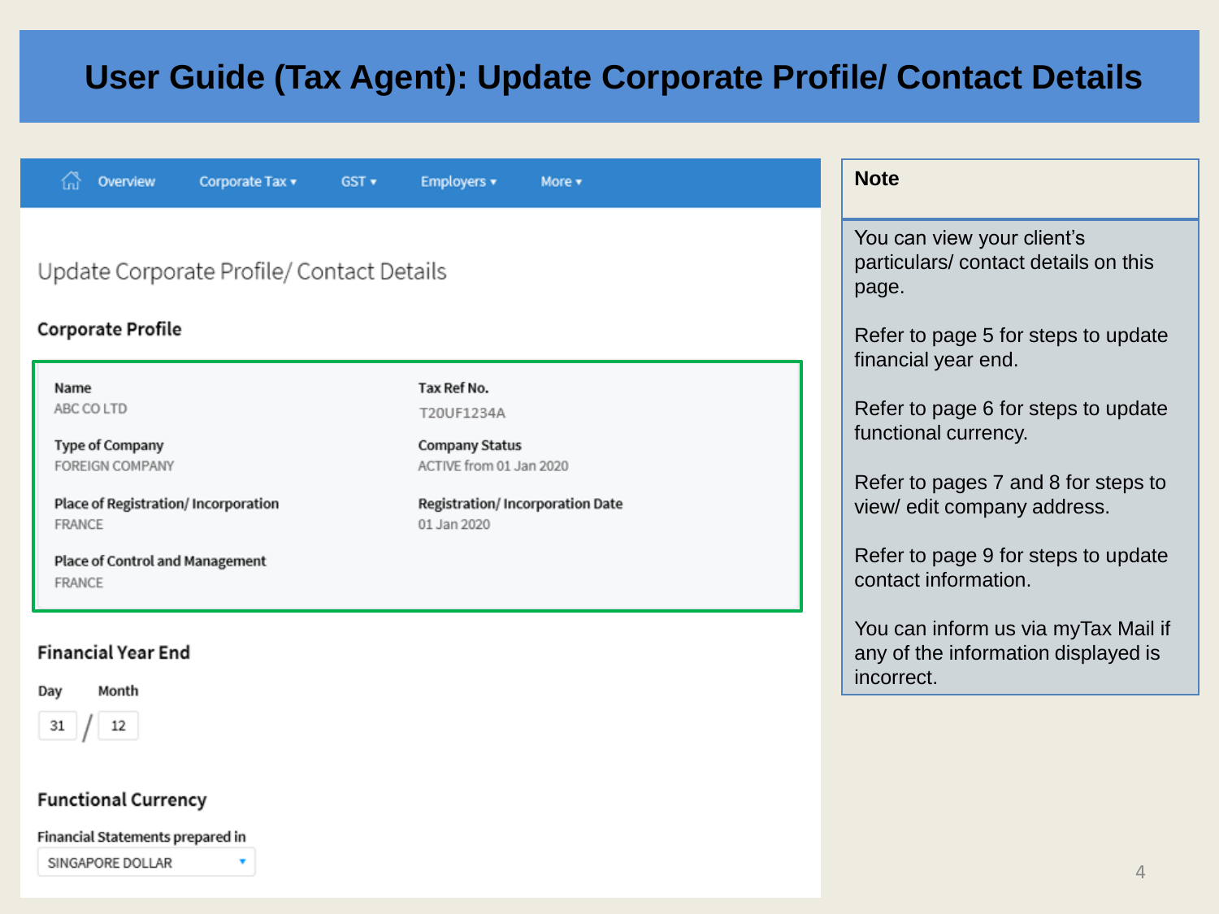# User Guide (Tax Agent): Update Corporate Profile/ Contact Details

Overview | Corporate Tax ▾ | GST ▾ | Employers ▾ | More ▾

## Update Corporate Profile/ Contact Details

### Corporate Profile

| | |
|---|---|
| **Name**<br>ABC CO LTD | **Tax Ref No.**<br>T20UF1234A |
| **Type of Company**<br>FOREIGN COMPANY | **Company Status**<br>ACTIVE from 01 Jan 2020 |
| **Place of Registration/ Incorporation**<br>FRANCE | **Registration/ Incorporation Date**<br>01 Jan 2020 |
| **Place of Control and Management**<br>FRANCE | |

### Financial Year End

| Day | Month |
|---|---|
| 31 | 12 |

### Functional Currency

Financial Statements prepared in

SINGAPORE DOLLAR ▾

**Note**

You can view your client's particulars/ contact details on this page.

Refer to page 5 for steps to update financial year end.

Refer to page 6 for steps to update functional currency.

Refer to pages 7 and 8 for steps to view/ edit company address.

Refer to page 9 for steps to update contact information.

You can inform us via myTax Mail if any of the information displayed is incorrect.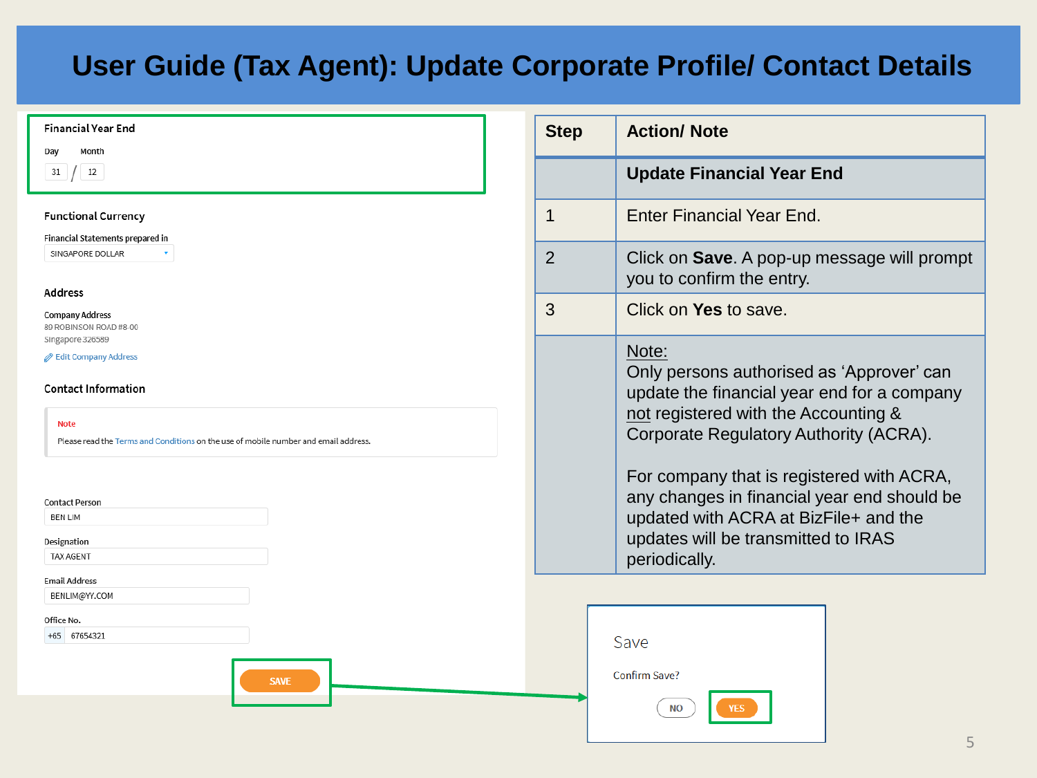# User Guide (Tax Agent): Update Corporate Profile/ Contact Details

**Financial Year End**

Day Month

31 / 12

**Functional Currency**

Financial Statements prepared in

SINGAPORE DOLLAR

**Address**

Company Address

89 ROBINSON ROAD #8-00

Singapore 326589

Edit Company Address

**Contact Information**

Note

Please read the Terms and Conditions on the use of mobile number and email address.

Contact Person

BEN LIM

Designation

TAX AGENT

Email Address

BENLIM@YY.COM

Office No.

+65 67654321

SAVE

| Step | Action/ Note |
|---|---|
| | **Update Financial Year End** |
| 1 | Enter Financial Year End. |
| 2 | Click on **Save**. A pop-up message will prompt you to confirm the entry. |
| 3 | Click on **Yes** to save. |
| | Note:<br>Only persons authorised as 'Approver' can update the financial year end for a company not registered with the Accounting & Corporate Regulatory Authority (ACRA).<br><br>For company that is registered with ACRA, any changes in financial year end should be updated with ACRA at BizFile+ and the updates will be transmitted to IRAS periodically. |

Save

Confirm Save?

NO YES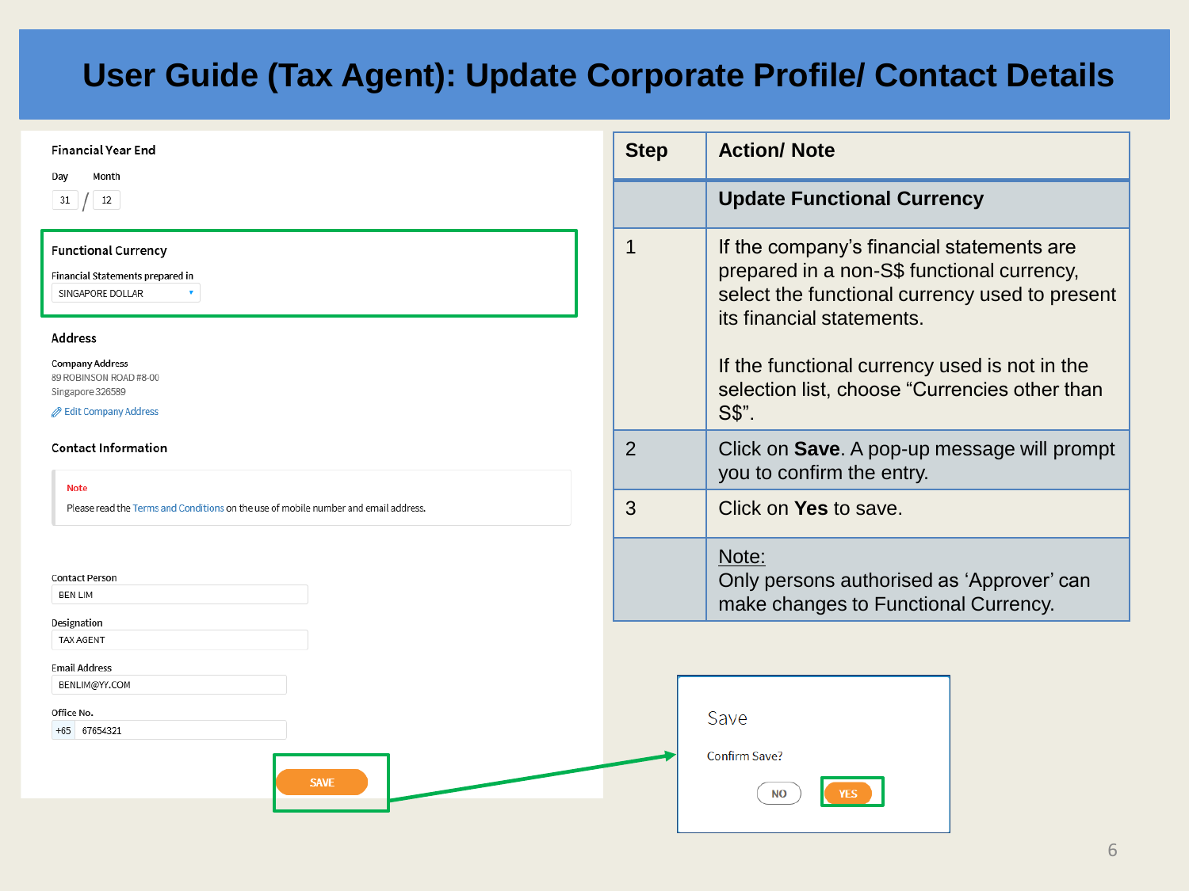# User Guide (Tax Agent): Update Corporate Profile/ Contact Details

**Financial Year End**

Day Month

31 / 12

**Functional Currency**

Financial Statements prepared in

SINGAPORE DOLLAR

**Address**

Company Address

89 ROBINSON ROAD #8-00

Singapore 326589

Edit Company Address

**Contact Information**

Note

Please read the Terms and Conditions on the use of mobile number and email address.

Contact Person

BEN LIM

Designation

TAX AGENT

Email Address

BENLIM@YY.COM

Office No.

+65 67654321

SAVE

| Step | Action/ Note |
|---|---|
| | **Update Functional Currency** |
| 1 | If the company's financial statements are prepared in a non-S$ functional currency, select the functional currency used to present its financial statements.<br><br>If the functional currency used is not in the selection list, choose "Currencies other than S$". |
| 2 | Click on **Save**. A pop-up message will prompt you to confirm the entry. |
| 3 | Click on **Yes** to save. |
| | Note:<br>Only persons authorised as 'Approver' can make changes to Functional Currency. |

Save

Confirm Save?

NO YES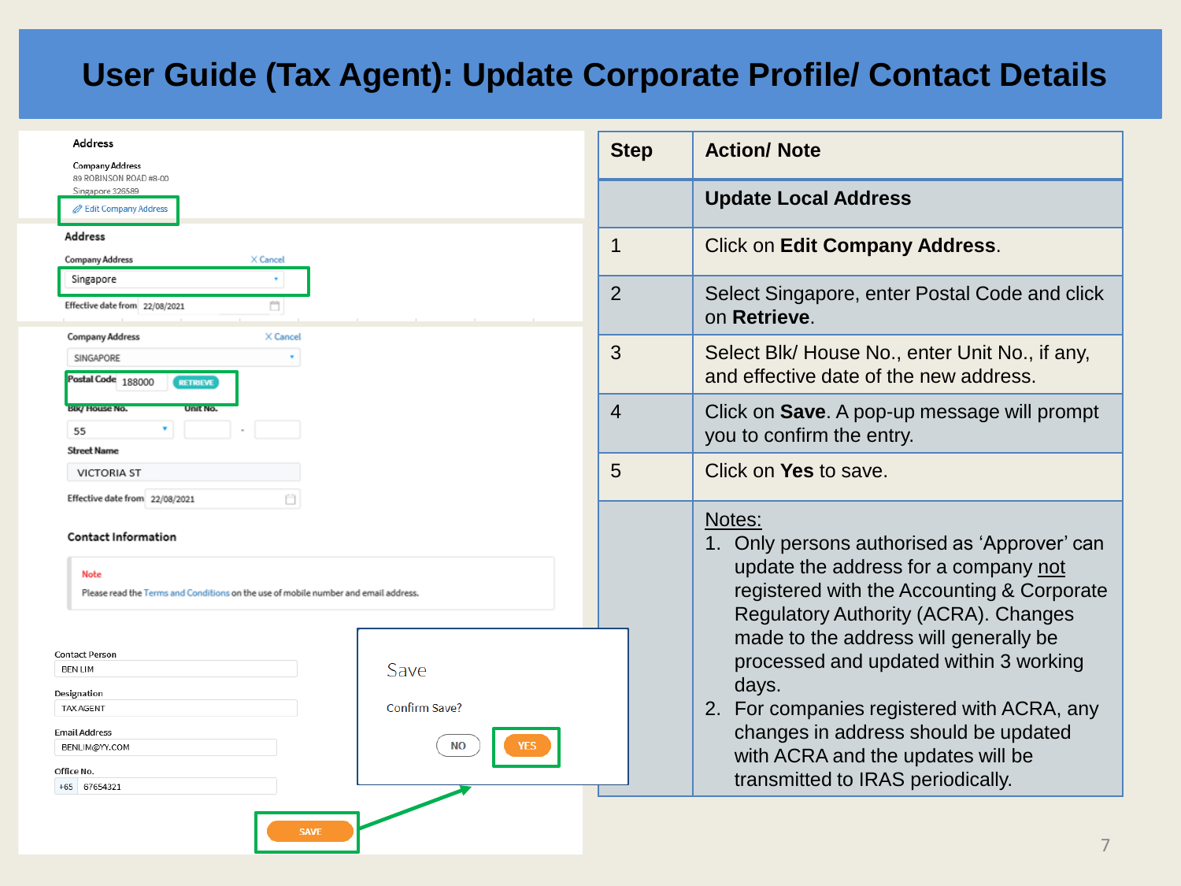# User Guide (Tax Agent): Update Corporate Profile/ Contact Details

Address

Company Address
89 ROBINSON ROAD #8-00
Singapore 326589

Edit Company Address

Address

Company Address — Cancel

Singapore

Effective date from 22/08/2021

Company Address — Cancel

SINGAPORE

Postal Code 188000 RETRIEVE

Blk/ House No. 55 — Unit No.

Street Name: VICTORIA ST

Effective date from 22/08/2021

Contact Information

Note
Please read the Terms and Conditions on the use of mobile number and email address.

Contact Person: BEN LIM

Designation: TAX AGENT

Email Address: BENLIM@YY.COM

Office No.: +65 67654321

SAVE

Save

Confirm Save?

NO | YES

| Step | Action/ Note |
| --- | --- |
| | **Update Local Address** |
| 1 | Click on **Edit Company Address**. |
| 2 | Select Singapore, enter Postal Code and click on **Retrieve**. |
| 3 | Select Blk/ House No., enter Unit No., if any, and effective date of the new address. |
| 4 | Click on **Save**. A pop-up message will prompt you to confirm the entry. |
| 5 | Click on **Yes** to save. |
| | Notes:<br>1. Only persons authorised as 'Approver' can update the address for a company not registered with the Accounting & Corporate Regulatory Authority (ACRA). Changes made to the address will generally be processed and updated within 3 working days.<br>2. For companies registered with ACRA, any changes in address should be updated with ACRA and the updates will be transmitted to IRAS periodically. |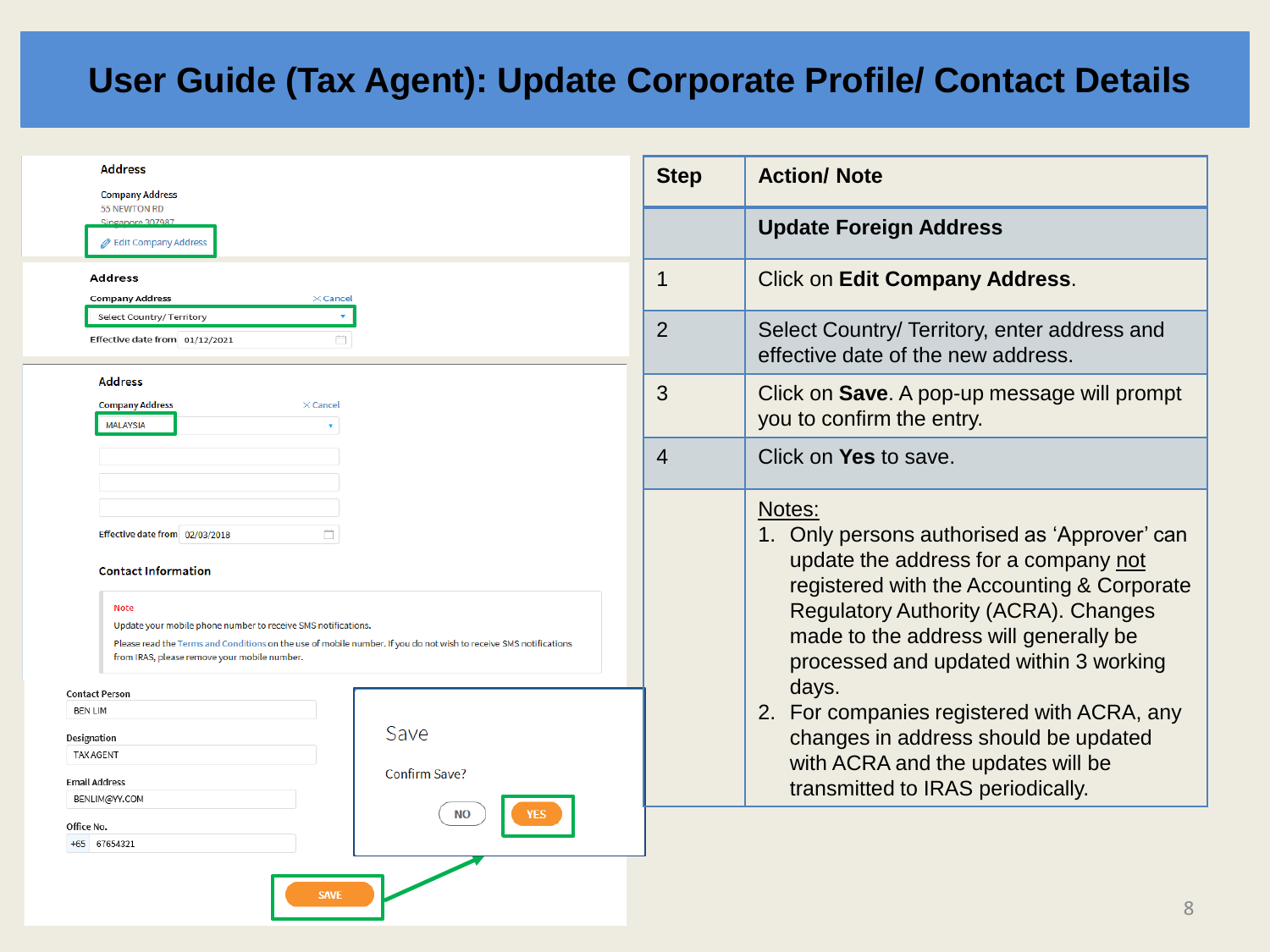# User Guide (Tax Agent): Update Corporate Profile/ Contact Details

| Step | Action/ Note |
| --- | --- |
| | **Update Foreign Address** |
| 1 | Click on **Edit Company Address**. |
| 2 | Select Country/ Territory, enter address and effective date of the new address. |
| 3 | Click on **Save**. A pop-up message will prompt you to confirm the entry. |
| 4 | Click on **Yes** to save. |
| | Notes:<br>1. Only persons authorised as 'Approver' can update the address for a company not registered with the Accounting & Corporate Regulatory Authority (ACRA). Changes made to the address will generally be processed and updated within 3 working days.<br>2. For companies registered with ACRA, any changes in address should be updated with ACRA and the updates will be transmitted to IRAS periodically. |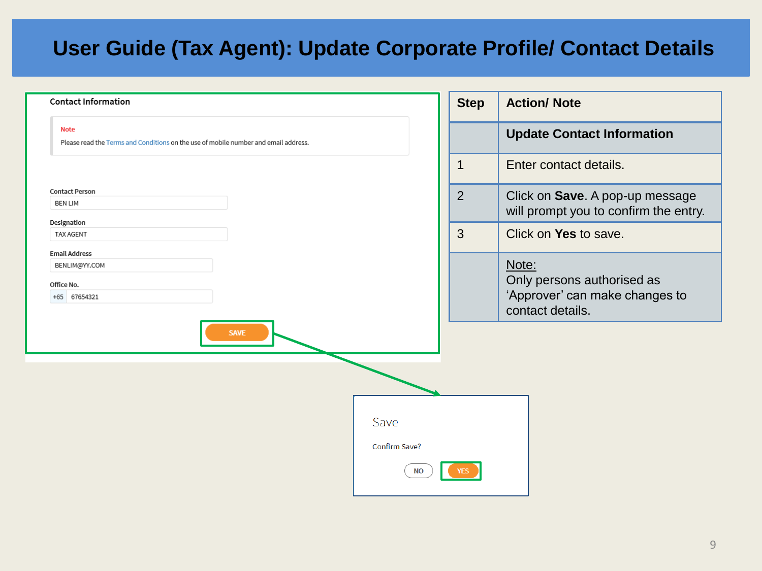# User Guide (Tax Agent): Update Corporate Profile/ Contact Details

**Contact Information**

Note

Please read the Terms and Conditions on the use of mobile number and email address.

Contact Person
BEN LIM

Designation
TAX AGENT

Email Address
BENLIM@YY.COM

Office No.
+65 67654321

SAVE

Save

Confirm Save?

NO YES

| Step | Action/ Note |
|---|---|
| | **Update Contact Information** |
| 1 | Enter contact details. |
| 2 | Click on **Save**. A pop-up message will prompt you to confirm the entry. |
| 3 | Click on **Yes** to save. |
| | Note:<br>Only persons authorised as 'Approver' can make changes to contact details. |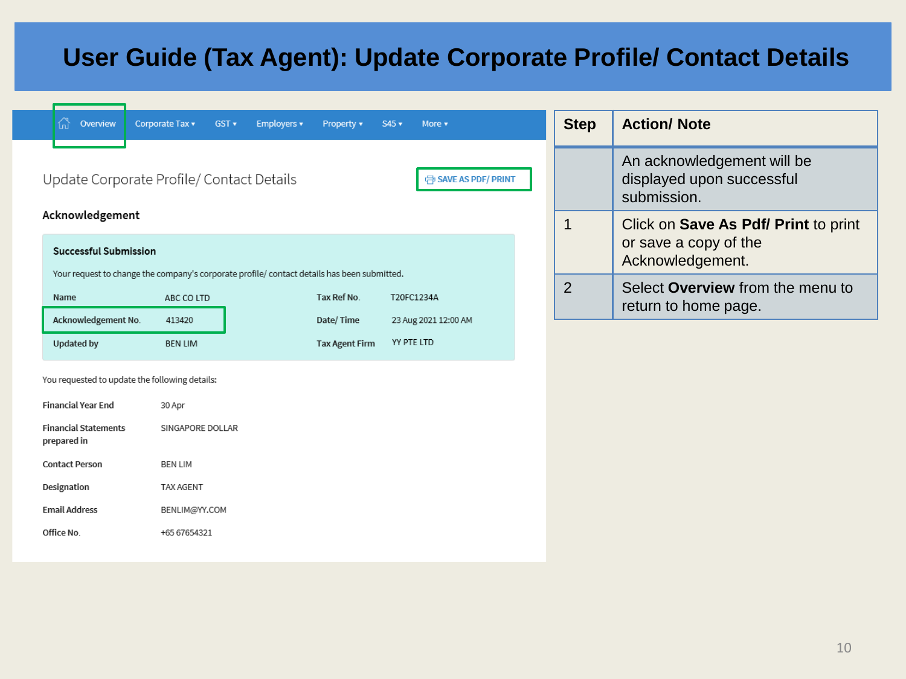# User Guide (Tax Agent): Update Corporate Profile/ Contact Details

Overview | Corporate Tax ▾ | GST ▾ | Employers ▾ | Property ▾ | S45 ▾ | More ▾

## Update Corporate Profile/ Contact Details

SAVE AS PDF/ PRINT

### Acknowledgement

**Successful Submission**

Your request to change the company's corporate profile/ contact details has been submitted.

| | | | |
|---|---|---|---|
| **Name** | ABC CO LTD | **Tax Ref No.** | T20FC1234A |
| **Acknowledgement No.** | 413420 | **Date/ Time** | 23 Aug 2021 12:00 AM |
| **Updated by** | BEN LIM | **Tax Agent Firm** | YY PTE LTD |

You requested to update the following details:

| | |
|---|---|
| **Financial Year End** | 30 Apr |
| **Financial Statements prepared in** | SINGAPORE DOLLAR |
| **Contact Person** | BEN LIM |
| **Designation** | TAX AGENT |
| **Email Address** | BENLIM@YY.COM |
| **Office No.** | +65 67654321 |

| Step | Action/ Note |
|---|---|
| | An acknowledgement will be displayed upon successful submission. |
| 1 | Click on **Save As Pdf/ Print** to print or save a copy of the Acknowledgement. |
| 2 | Select **Overview** from the menu to return to home page. |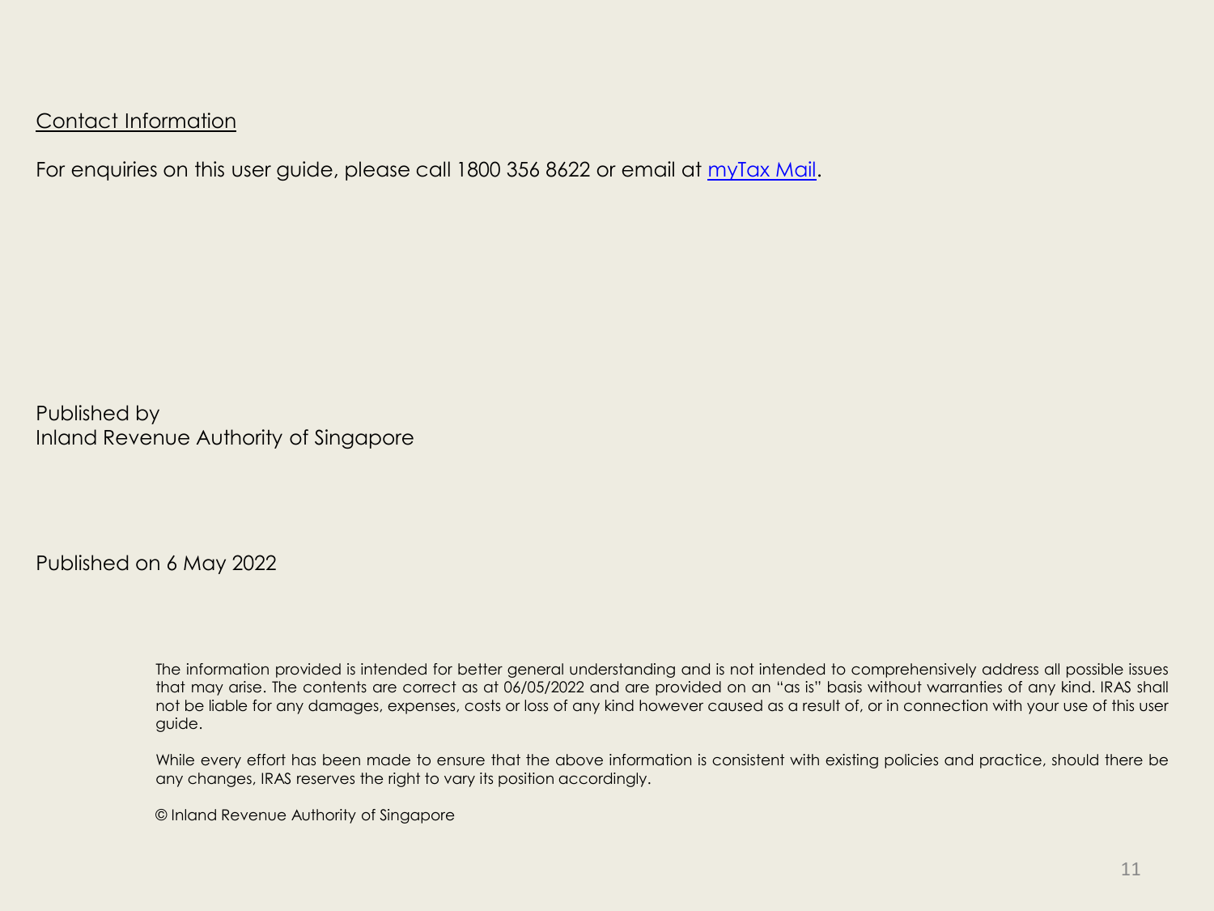Contact Information

For enquiries on this user guide, please call 1800 356 8622 or email at [myTax Mail](https://mytax.iras.gov.sg).

Published by
Inland Revenue Authority of Singapore

Published on 6 May 2022

The information provided is intended for better general understanding and is not intended to comprehensively address all possible issues that may arise. The contents are correct as at 06/05/2022 and are provided on an "as is" basis without warranties of any kind. IRAS shall not be liable for any damages, expenses, costs or loss of any kind however caused as a result of, or in connection with your use of this user guide.

While every effort has been made to ensure that the above information is consistent with existing policies and practice, should there be any changes, IRAS reserves the right to vary its position accordingly.

© Inland Revenue Authority of Singapore